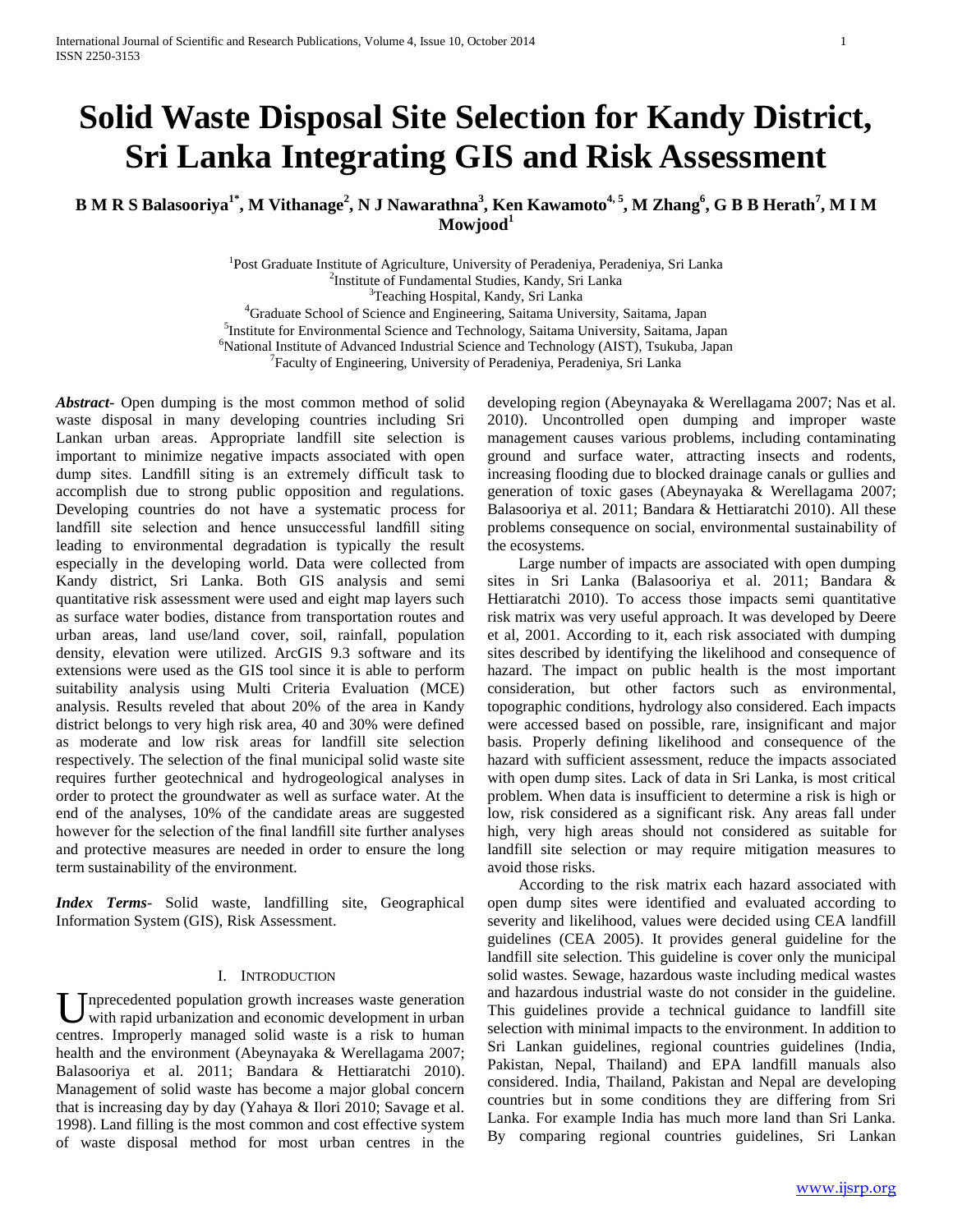# Solid Waste Disposal Site Selection for Kandy District, Sri Lanka Integrating GIS and Risk Assessment

**B M R S Balasooriya[1*], M Vithanage[2], N J Nawarathna[3], Ken Kawamoto[4, 5], M Zhang[6], G B B Herath[7], M I M Mowjood[1]**

[1]Post Graduate Institute of Agriculture, University of Peradeniya, Peradeniya, Sri Lanka
[2]Institute of Fundamental Studies, Kandy, Sri Lanka
[3]Teaching Hospital, Kandy, Sri Lanka
[4]Graduate School of Science and Engineering, Saitama University, Saitama, Japan
[5]Institute for Environmental Science and Technology, Saitama University, Saitama, Japan
[6]National Institute of Advanced Industrial Science and Technology (AIST), Tsukuba, Japan
[7]Faculty of Engineering, University of Peradeniya, Peradeniya, Sri Lanka

***Abstract-*** Open dumping is the most common method of solid waste disposal in many developing countries including Sri Lankan urban areas. Appropriate landfill site selection is important to minimize negative impacts associated with open dump sites. Landfill siting is an extremely difficult task to accomplish due to strong public opposition and regulations. Developing countries do not have a systematic process for landfill site selection and hence unsuccessful landfill siting leading to environmental degradation is typically the result especially in the developing world. Data were collected from Kandy district, Sri Lanka. Both GIS analysis and semi quantitative risk assessment were used and eight map layers such as surface water bodies, distance from transportation routes and urban areas, land use/land cover, soil, rainfall, population density, elevation were utilized. ArcGIS 9.3 software and its extensions were used as the GIS tool since it is able to perform suitability analysis using Multi Criteria Evaluation (MCE) analysis. Results reveled that about 20% of the area in Kandy district belongs to very high risk area, 40 and 30% were defined as moderate and low risk areas for landfill site selection respectively. The selection of the final municipal solid waste site requires further geotechnical and hydrogeological analyses in order to protect the groundwater as well as surface water. At the end of the analyses, 10% of the candidate areas are suggested however for the selection of the final landfill site further analyses and protective measures are needed in order to ensure the long term sustainability of the environment.

***Index Terms-*** Solid waste, landfilling site, Geographical Information System (GIS), Risk Assessment.

## I. Introduction

Unprecedented population growth increases waste generation with rapid urbanization and economic development in urban centres. Improperly managed solid waste is a risk to human health and the environment (Abeynayaka & Werellagama 2007; Balasooriya et al. 2011; Bandara & Hettiaratchi 2010). Management of solid waste has become a major global concern that is increasing day by day (Yahaya & Ilori 2010; Savage et al. 1998). Land filling is the most common and cost effective system of waste disposal method for most urban centres in the developing region (Abeynayaka & Werellagama 2007; Nas et al. 2010). Uncontrolled open dumping and improper waste management causes various problems, including contaminating ground and surface water, attracting insects and rodents, increasing flooding due to blocked drainage canals or gullies and generation of toxic gases (Abeynayaka & Werellagama 2007; Balasooriya et al. 2011; Bandara & Hettiaratchi 2010). All these problems consequence on social, environmental sustainability of the ecosystems.

Large number of impacts are associated with open dumping sites in Sri Lanka (Balasooriya et al. 2011; Bandara & Hettiaratchi 2010). To access those impacts semi quantitative risk matrix was very useful approach. It was developed by Deere et al, 2001. According to it, each risk associated with dumping sites described by identifying the likelihood and consequence of hazard. The impact on public health is the most important consideration, but other factors such as environmental, topographic conditions, hydrology also considered. Each impacts were accessed based on possible, rare, insignificant and major basis. Properly defining likelihood and consequence of the hazard with sufficient assessment, reduce the impacts associated with open dump sites. Lack of data in Sri Lanka, is most critical problem. When data is insufficient to determine a risk is high or low, risk considered as a significant risk. Any areas fall under high, very high areas should not considered as suitable for landfill site selection or may require mitigation measures to avoid those risks.

According to the risk matrix each hazard associated with open dump sites were identified and evaluated according to severity and likelihood, values were decided using CEA landfill guidelines (CEA 2005). It provides general guideline for the landfill site selection. This guideline is cover only the municipal solid wastes. Sewage, hazardous waste including medical wastes and hazardous industrial waste do not consider in the guideline. This guidelines provide a technical guidance to landfill site selection with minimal impacts to the environment. In addition to Sri Lankan guidelines, regional countries guidelines (India, Pakistan, Nepal, Thailand) and EPA landfill manuals also considered. India, Thailand, Pakistan and Nepal are developing countries but in some conditions they are differing from Sri Lanka. For example India has much more land than Sri Lanka. By comparing regional countries guidelines, Sri Lankan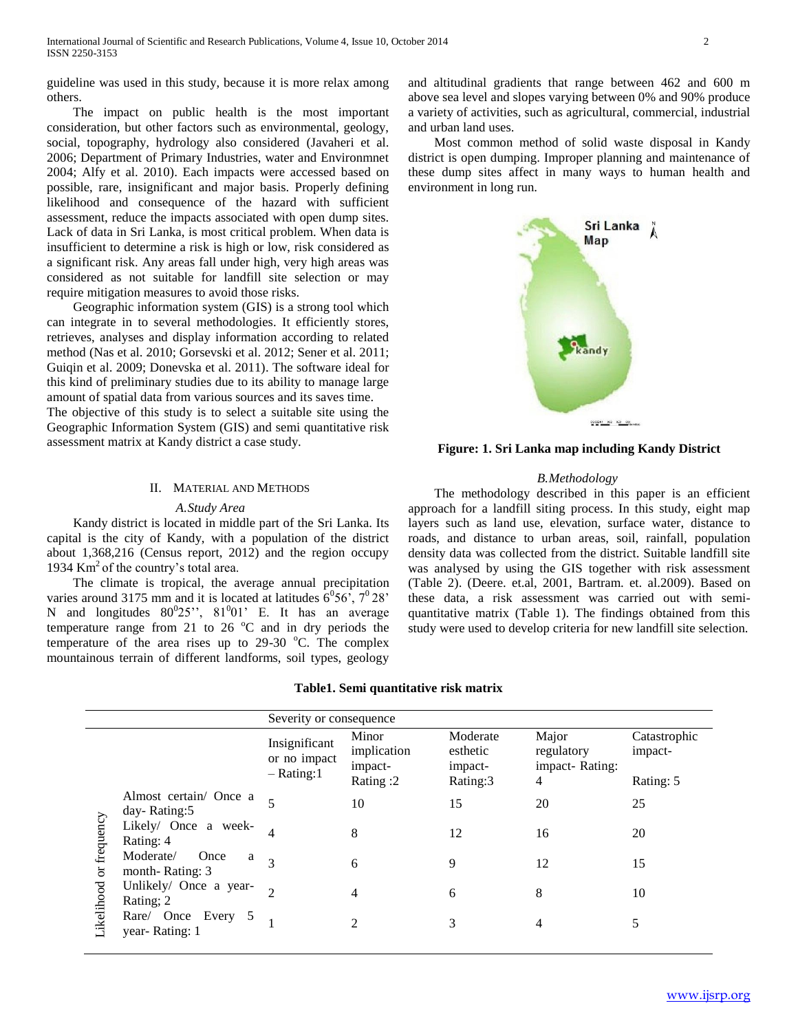guideline was used in this study, because it is more relax among others.

The impact on public health is the most important consideration, but other factors such as environmental, geology, social, topography, hydrology also considered (Javaheri et al. 2006; Department of Primary Industries, water and Environmnet 2004; Alfy et al. 2010). Each impacts were accessed based on possible, rare, insignificant and major basis. Properly defining likelihood and consequence of the hazard with sufficient assessment, reduce the impacts associated with open dump sites. Lack of data in Sri Lanka, is most critical problem. When data is insufficient to determine a risk is high or low, risk considered as a significant risk. Any areas fall under high, very high areas was considered as not suitable for landfill site selection or may require mitigation measures to avoid those risks.

Geographic information system (GIS) is a strong tool which can integrate in to several methodologies. It efficiently stores, retrieves, analyses and display information according to related method (Nas et al. 2010; Gorsevski et al. 2012; Sener et al. 2011; Guiqin et al. 2009; Donevska et al. 2011). The software ideal for this kind of preliminary studies due to its ability to manage large amount of spatial data from various sources and its saves time.
The objective of this study is to select a suitable site using the Geographic Information System (GIS) and semi quantitative risk assessment matrix at Kandy district a case study.

## II. Material and Methods

### *A. Study Area*

Kandy district is located in middle part of the Sri Lanka. Its capital is the city of Kandy, with a population of the district about 1,368,216 (Census report, 2012) and the region occupy 1934 $Km^2$ of the country's total area.

The climate is tropical, the average annual precipitation varies around 3175 mm and it is located at latitudes $6^0 56'$, $7^0 28'$ N and longitudes $80^0 25''$, $81^0 01'$ E. It has an average temperature range from 21 to 26 $^oC$ and in dry periods the temperature of the area rises up to 29-30 $^oC$. The complex mountainous terrain of different landforms, soil types, geology and altitudinal gradients that range between 462 and 600 m above sea level and slopes varying between 0% and 90% produce a variety of activities, such as agricultural, commercial, industrial and urban land uses.

Most common method of solid waste disposal in Kandy district is open dumping. Improper planning and maintenance of these dump sites affect in many ways to human health and environment in long run.

**Figure: 1. Sri Lanka map including Kandy District**

### *B. Methodology*

The methodology described in this paper is an efficient approach for a landfill siting process. In this study, eight map layers such as land use, elevation, surface water, distance to roads, and distance to urban areas, soil, rainfall, population density data was collected from the district. Suitable landfill site was analysed by using the GIS together with risk assessment (Table 2). (Deere. et.al, 2001, Bartram. et. al.2009). Based on these data, a risk assessment was carried out with semi-quantitative matrix (Table 1). The findings obtained from this study were used to develop criteria for new landfill site selection.

**Table1. Semi quantitative risk matrix**

| | | Severity or consequence | | | | |
|---|---|---|---|---|---|---|
| | | Insignificant or no impact – Rating:1 | Minor implication impact- Rating :2 | Moderate esthetic impact- Rating:3 | Major regulatory impact- Rating: 4 | Catastrophic impact- Rating: 5 |
| Likelihood or frequency | Almost certain/ Once a day- Rating:5 | 5 | 10 | 15 | 20 | 25 |
| | Likely/ Once a week- Rating: 4 | 4 | 8 | 12 | 16 | 20 |
| | Moderate/ Once a month- Rating: 3 | 3 | 6 | 9 | 12 | 15 |
| | Unlikely/ Once a year- Rating; 2 | 2 | 4 | 6 | 8 | 10 |
| | Rare/ Once Every 5 year- Rating: 1 | 1 | 2 | 3 | 4 | 5 |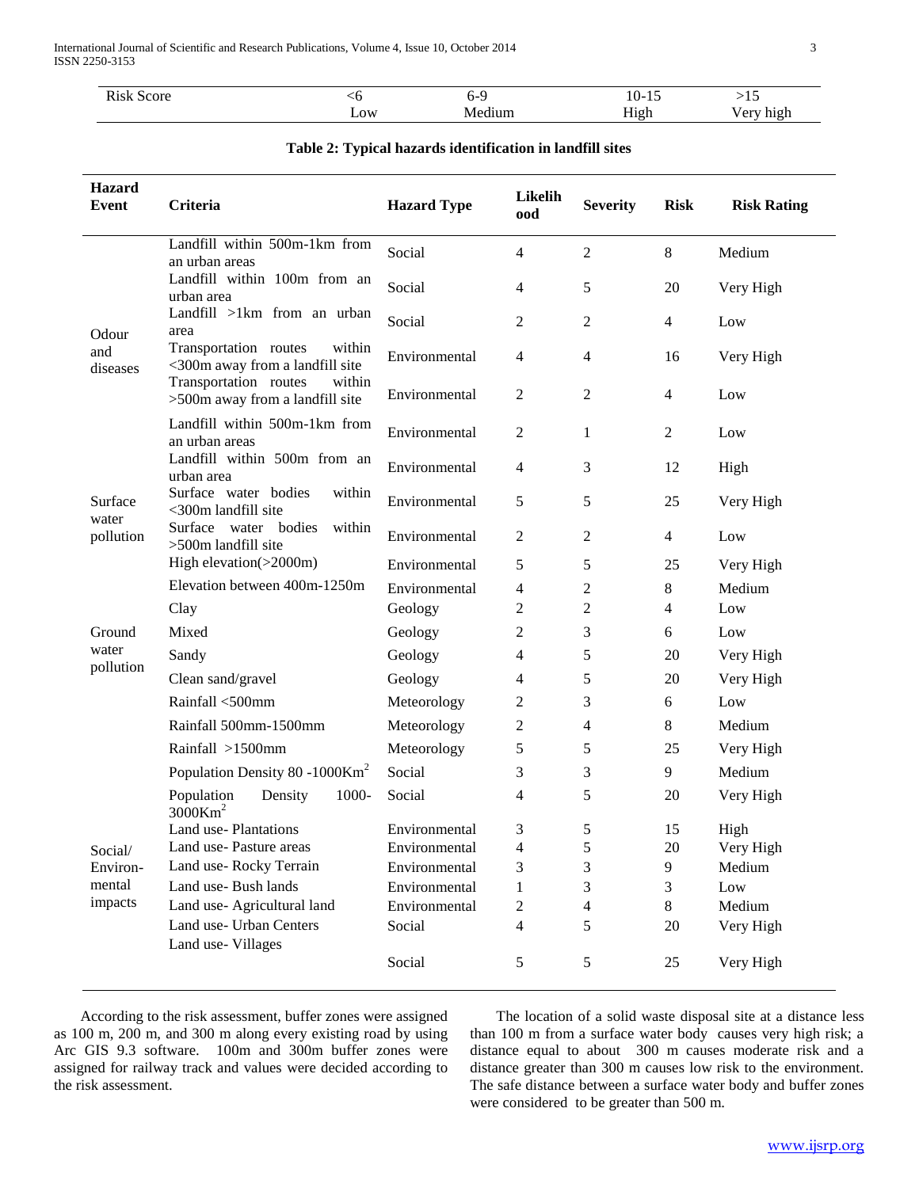| Risk Score | <6 | 6-9 | 10-15 | >15 |
|---|---|---|---|---|
| | Low | Medium | High | Very high |

**Table 2: Typical hazards identification in landfill sites**

| Hazard Event | Criteria | Hazard Type | Likelihood | Severity | Risk | Risk Rating |
|---|---|---|---|---|---|---|
| Odour and diseases | Landfill within 500m-1km from an urban areas | Social | 4 | 2 | 8 | Medium |
| | Landfill within 100m from an urban area | Social | 4 | 5 | 20 | Very High |
| | Landfill >1km from an urban area | Social | 2 | 2 | 4 | Low |
| | Transportation routes within <300m away from a landfill site | Environmental | 4 | 4 | 16 | Very High |
| | Transportation routes within >500m away from a landfill site | Environmental | 2 | 2 | 4 | Low |
| Surface water pollution | Landfill within 500m-1km from an urban areas | Environmental | 2 | 1 | 2 | Low |
| | Landfill within 500m from an urban area | Environmental | 4 | 3 | 12 | High |
| | Surface water bodies within <300m landfill site | Environmental | 5 | 5 | 25 | Very High |
| | Surface water bodies within >500m landfill site | Environmental | 2 | 2 | 4 | Low |
| Ground water pollution | High elevation(>2000m) | Environmental | 5 | 5 | 25 | Very High |
| | Elevation between 400m-1250m | Environmental | 4 | 2 | 8 | Medium |
| | Clay | Geology | 2 | 2 | 4 | Low |
| | Mixed | Geology | 2 | 3 | 6 | Low |
| | Sandy | Geology | 4 | 5 | 20 | Very High |
| | Clean sand/gravel | Geology | 4 | 5 | 20 | Very High |
| | Rainfall <500mm | Meteorology | 2 | 3 | 6 | Low |
| | Rainfall 500mm-1500mm | Meteorology | 2 | 4 | 8 | Medium |
| | Rainfall >1500mm | Meteorology | 5 | 5 | 25 | Very High |
| Social/ Environ-mental impacts | Population Density 80 -1000Km$^2$ | Social | 3 | 3 | 9 | Medium |
| | Population Density 1000-3000Km$^2$ | Social | 4 | 5 | 20 | Very High |
| | Land use- Plantations | Environmental | 3 | 5 | 15 | High |
| | Land use- Pasture areas | Environmental | 4 | 5 | 20 | Very High |
| | Land use- Rocky Terrain | Environmental | 3 | 3 | 9 | Medium |
| | Land use- Bush lands | Environmental | 1 | 3 | 3 | Low |
| | Land use- Agricultural land | Environmental | 2 | 4 | 8 | Medium |
| | Land use- Urban Centers | Social | 4 | 5 | 20 | Very High |
| | Land use- Villages | Social | 5 | 5 | 25 | Very High |

According to the risk assessment, buffer zones were assigned as 100 m, 200 m, and 300 m along every existing road by using Arc GIS 9.3 software. 100m and 300m buffer zones were assigned for railway track and values were decided according to the risk assessment.

The location of a solid waste disposal site at a distance less than 100 m from a surface water body causes very high risk; a distance equal to about 300 m causes moderate risk and a distance greater than 300 m causes low risk to the environment. The safe distance between a surface water body and buffer zones were considered to be greater than 500 m.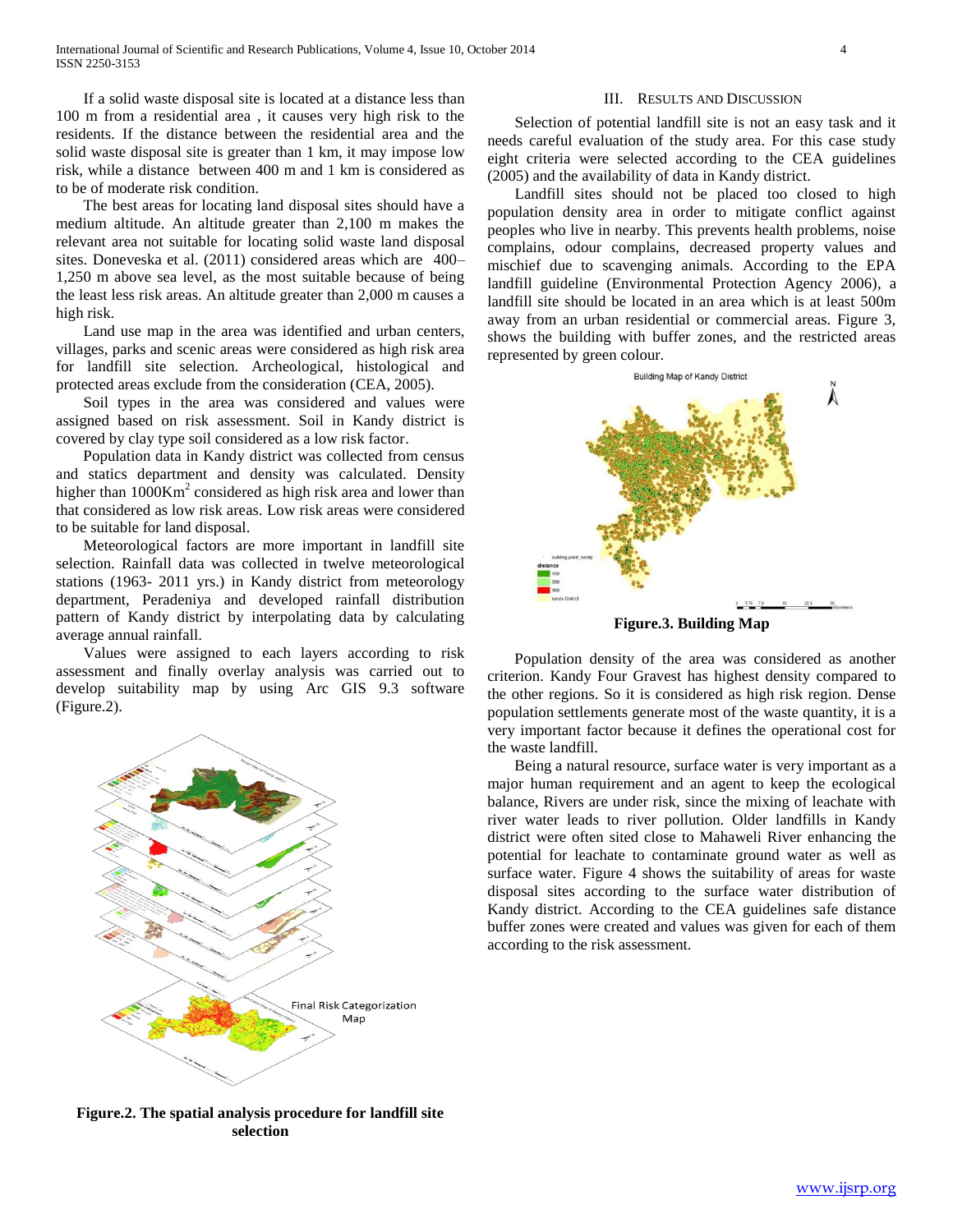If a solid waste disposal site is located at a distance less than 100 m from a residential area , it causes very high risk to the residents. If the distance between the residential area and the solid waste disposal site is greater than 1 km, it may impose low risk, while a distance between 400 m and 1 km is considered as to be of moderate risk condition.

The best areas for locating land disposal sites should have a medium altitude. An altitude greater than 2,100 m makes the relevant area not suitable for locating solid waste land disposal sites. Doneveska et al. (2011) considered areas which are 400–1,250 m above sea level, as the most suitable because of being the least less risk areas. An altitude greater than 2,000 m causes a high risk.

Land use map in the area was identified and urban centers, villages, parks and scenic areas were considered as high risk area for landfill site selection. Archeological, histological and protected areas exclude from the consideration (CEA, 2005).

Soil types in the area was considered and values were assigned based on risk assessment. Soil in Kandy district is covered by clay type soil considered as a low risk factor.

Population data in Kandy district was collected from census and statics department and density was calculated. Density higher than $1000Km^2$ considered as high risk area and lower than that considered as low risk areas. Low risk areas were considered to be suitable for land disposal.

Meteorological factors are more important in landfill site selection. Rainfall data was collected in twelve meteorological stations (1963- 2011 yrs.) in Kandy district from meteorology department, Peradeniya and developed rainfall distribution pattern of Kandy district by interpolating data by calculating average annual rainfall.

Values were assigned to each layers according to risk assessment and finally overlay analysis was carried out to develop suitability map by using Arc GIS 9.3 software (Figure.2).

Final Risk Categorization Map

**Figure.2. The spatial analysis procedure for landfill site selection**

## III. Results and Discussion

Selection of potential landfill site is not an easy task and it needs careful evaluation of the study area. For this case study eight criteria were selected according to the CEA guidelines (2005) and the availability of data in Kandy district.

Landfill sites should not be placed too closed to high population density area in order to mitigate conflict against peoples who live in nearby. This prevents health problems, noise complains, odour complains, decreased property values and mischief due to scavenging animals. According to the EPA landfill guideline (Environmental Protection Agency 2006), a landfill site should be located in an area which is at least 500m away from an urban residential or commercial areas. Figure 3, shows the building with buffer zones, and the restricted areas represented by green colour.

**Figure.3. Building Map**

Population density of the area was considered as another criterion. Kandy Four Gravest has highest density compared to the other regions. So it is considered as high risk region. Dense population settlements generate most of the waste quantity, it is a very important factor because it defines the operational cost for the waste landfill.

Being a natural resource, surface water is very important as a major human requirement and an agent to keep the ecological balance, Rivers are under risk, since the mixing of leachate with river water leads to river pollution. Older landfills in Kandy district were often sited close to Mahaweli River enhancing the potential for leachate to contaminate ground water as well as surface water. Figure 4 shows the suitability of areas for waste disposal sites according to the surface water distribution of Kandy district. According to the CEA guidelines safe distance buffer zones were created and values was given for each of them according to the risk assessment.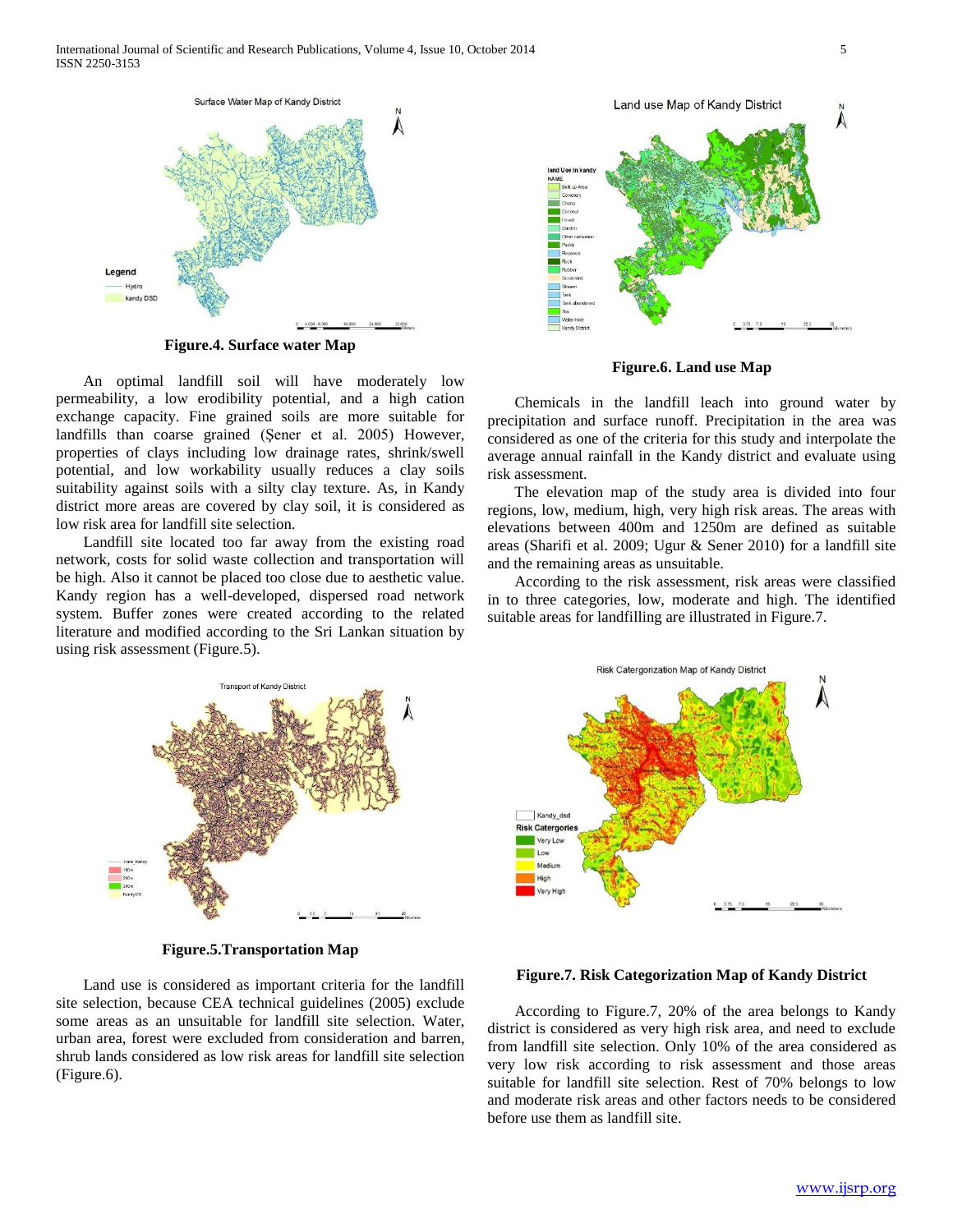**Figure.4. Surface water Map**

An optimal landfill soil will have moderately low permeability, a low erodibility potential, and a high cation exchange capacity. Fine grained soils are more suitable for landfills than coarse grained (Şener et al. 2005) However, properties of clays including low drainage rates, shrink/swell potential, and low workability usually reduces a clay soils suitability against soils with a silty clay texture. As, in Kandy district more areas are covered by clay soil, it is considered as low risk area for landfill site selection.

Landfill site located too far away from the existing road network, costs for solid waste collection and transportation will be high. Also it cannot be placed too close due to aesthetic value. Kandy region has a well-developed, dispersed road network system. Buffer zones were created according to the related literature and modified according to the Sri Lankan situation by using risk assessment (Figure.5).

**Figure.5.Transportation Map**

Land use is considered as important criteria for the landfill site selection, because CEA technical guidelines (2005) exclude some areas as an unsuitable for landfill site selection. Water, urban area, forest were excluded from consideration and barren, shrub lands considered as low risk areas for landfill site selection (Figure.6).

**Figure.6. Land use Map**

Chemicals in the landfill leach into ground water by precipitation and surface runoff. Precipitation in the area was considered as one of the criteria for this study and interpolate the average annual rainfall in the Kandy district and evaluate using risk assessment.

The elevation map of the study area is divided into four regions, low, medium, high, very high risk areas. The areas with elevations between 400m and 1250m are defined as suitable areas (Sharifi et al. 2009; Ugur & Sener 2010) for a landfill site and the remaining areas as unsuitable.

According to the risk assessment, risk areas were classified in to three categories, low, moderate and high. The identified suitable areas for landfilling are illustrated in Figure.7.

**Figure.7. Risk Categorization Map of Kandy District**

According to Figure.7, 20% of the area belongs to Kandy district is considered as very high risk area, and need to exclude from landfill site selection. Only 10% of the area considered as very low risk according to risk assessment and those areas suitable for landfill site selection. Rest of 70% belongs to low and moderate risk areas and other factors needs to be considered before use them as landfill site.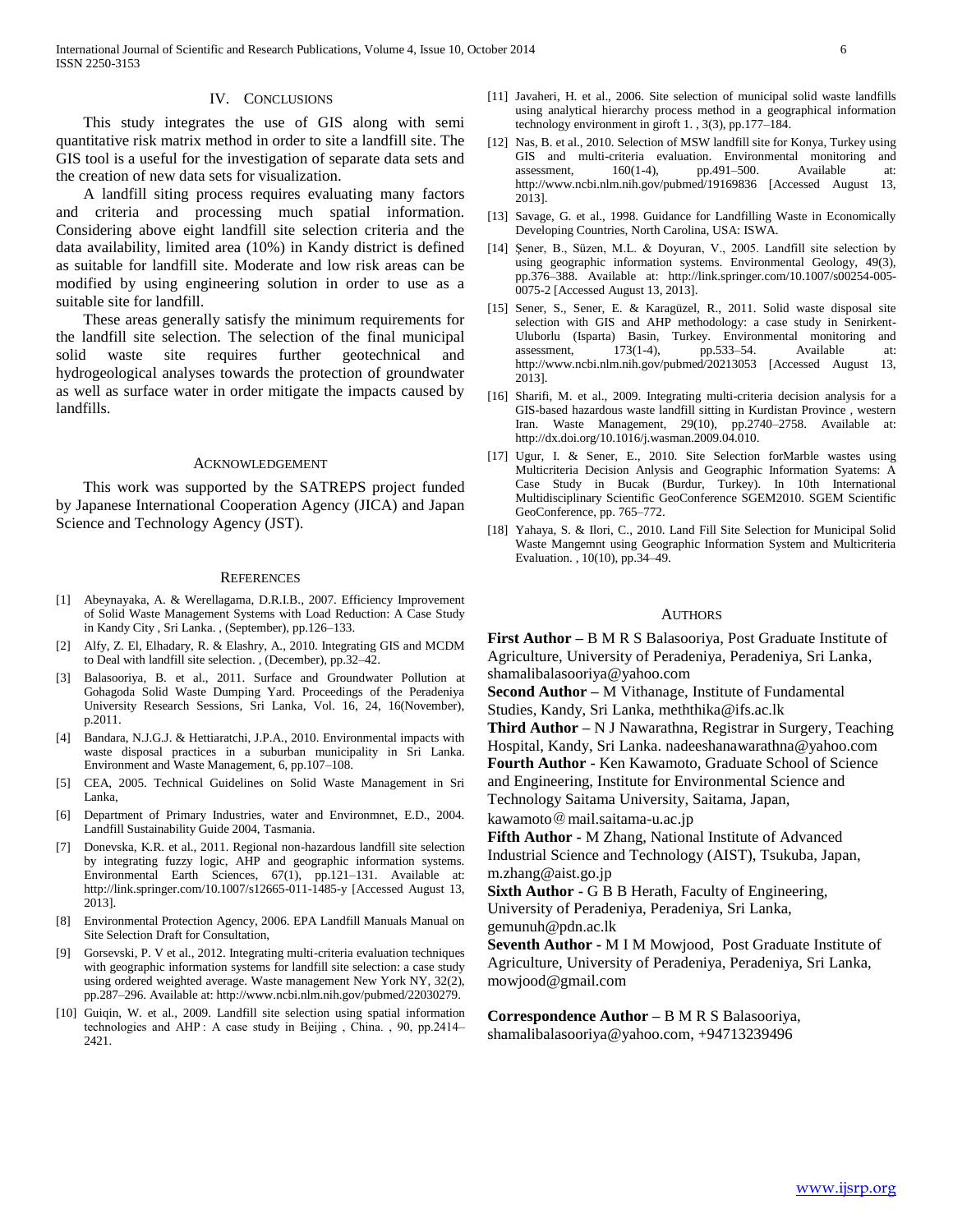## IV. CONCLUSIONS

This study integrates the use of GIS along with semi quantitative risk matrix method in order to site a landfill site. The GIS tool is a useful for the investigation of separate data sets and the creation of new data sets for visualization.

A landfill siting process requires evaluating many factors and criteria and processing much spatial information. Considering above eight landfill site selection criteria and the data availability, limited area (10%) in Kandy district is defined as suitable for landfill site. Moderate and low risk areas can be modified by using engineering solution in order to use as a suitable site for landfill.

These areas generally satisfy the minimum requirements for the landfill site selection. The selection of the final municipal solid waste site requires further geotechnical and hydrogeological analyses towards the protection of groundwater as well as surface water in order mitigate the impacts caused by landfills.

## ACKNOWLEDGEMENT

This work was supported by the SATREPS project funded by Japanese International Cooperation Agency (JICA) and Japan Science and Technology Agency (JST).

## REFERENCES

[1] Abeynayaka, A. & Werellagama, D.R.I.B., 2007. Efficiency Improvement of Solid Waste Management Systems with Load Reduction: A Case Study in Kandy City , Sri Lanka. , (September), pp.126–133.

[2] Alfy, Z. El, Elhadary, R. & Elashry, A., 2010. Integrating GIS and MCDM to Deal with landfill site selection. , (December), pp.32–42.

[3] Balasooriya, B. et al., 2011. Surface and Groundwater Pollution at Gohagoda Solid Waste Dumping Yard. Proceedings of the Peradeniya University Research Sessions, Sri Lanka, Vol. 16, 24, 16(November), p.2011.

[4] Bandara, N.J.G.J. & Hettiaratchi, J.P.A., 2010. Environmental impacts with waste disposal practices in a suburban municipality in Sri Lanka. Environment and Waste Management, 6, pp.107–108.

[5] CEA, 2005. Technical Guidelines on Solid Waste Management in Sri Lanka,

[6] Department of Primary Industries, water and Environmnet, E.D., 2004. Landfill Sustainability Guide 2004, Tasmania.

[7] Donevska, K.R. et al., 2011. Regional non-hazardous landfill site selection by integrating fuzzy logic, AHP and geographic information systems. Environmental Earth Sciences, 67(1), pp.121–131. Available at: http://link.springer.com/10.1007/s12665-011-1485-y [Accessed August 13, 2013].

[8] Environmental Protection Agency, 2006. EPA Landfill Manuals Manual on Site Selection Draft for Consultation,

[9] Gorsevski, P. V et al., 2012. Integrating multi-criteria evaluation techniques with geographic information systems for landfill site selection: a case study using ordered weighted average. Waste management New York NY, 32(2), pp.287–296. Available at: http://www.ncbi.nlm.nih.gov/pubmed/22030279.

[10] Guiqin, W. et al., 2009. Landfill site selection using spatial information technologies and AHP : A case study in Beijing , China. , 90, pp.2414–2421.

[11] Javaheri, H. et al., 2006. Site selection of municipal solid waste landfills using analytical hierarchy process method in a geographical information technology environment in giroft 1. , 3(3), pp.177–184.

[12] Nas, B. et al., 2010. Selection of MSW landfill site for Konya, Turkey using GIS and multi-criteria evaluation. Environmental monitoring and assessment, 160(1-4), pp.491–500. Available at: http://www.ncbi.nlm.nih.gov/pubmed/19169836 [Accessed August 13, 2013].

[13] Savage, G. et al., 1998. Guidance for Landfilling Waste in Economically Developing Countries, North Carolina, USA: ISWA.

[14] Şener, B., Süzen, M.L. & Doyuran, V., 2005. Landfill site selection by using geographic information systems. Environmental Geology, 49(3), pp.376–388. Available at: http://link.springer.com/10.1007/s00254-005-0075-2 [Accessed August 13, 2013].

[15] Sener, S., Sener, E. & Karagüzel, R., 2011. Solid waste disposal site selection with GIS and AHP methodology: a case study in Senirkent-Uluborlu (Isparta) Basin, Turkey. Environmental monitoring and assessment, 173(1-4), pp.533–54. Available at: http://www.ncbi.nlm.nih.gov/pubmed/20213053 [Accessed August 13, 2013].

[16] Sharifi, M. et al., 2009. Integrating multi-criteria decision analysis for a GIS-based hazardous waste landfill sitting in Kurdistan Province , western Iran. Waste Management, 29(10), pp.2740–2758. Available at: http://dx.doi.org/10.1016/j.wasman.2009.04.010.

[17] Ugur, I. & Sener, E., 2010. Site Selection forMarble wastes using Multicriteria Decision Anlysis and Geographic Information Syatems: A Case Study in Bucak (Burdur, Turkey). In 10th International Multidisciplinary Scientific GeoConference SGEM2010. SGEM Scientific GeoConference, pp. 765–772.

[18] Yahaya, S. & Ilori, C., 2010. Land Fill Site Selection for Municipal Solid Waste Mangemnt using Geographic Information System and Multicriteria Evaluation. , 10(10), pp.34–49.

## AUTHORS

**First Author –** B M R S Balasooriya, Post Graduate Institute of Agriculture, University of Peradeniya, Peradeniya, Sri Lanka, shamalibalasooriya@yahoo.com

**Second Author –** M Vithanage, Institute of Fundamental Studies, Kandy, Sri Lanka, meththika@ifs.ac.lk

**Third Author –** N J Nawarathna, Registrar in Surgery, Teaching Hospital, Kandy, Sri Lanka. nadeeshanawarathna@yahoo.com

**Fourth Author -** Ken Kawamoto, Graduate School of Science and Engineering, Institute for Environmental Science and Technology Saitama University, Saitama, Japan, kawamoto@mail.saitama-u.ac.jp

**Fifth Author -** M Zhang, National Institute of Advanced Industrial Science and Technology (AIST), Tsukuba, Japan, m.zhang@aist.go.jp

**Sixth Author -** G B B Herath, Faculty of Engineering, University of Peradeniya, Peradeniya, Sri Lanka, gemunuh@pdn.ac.lk

**Seventh Author -** M I M Mowjood, Post Graduate Institute of Agriculture, University of Peradeniya, Peradeniya, Sri Lanka, mowjood@gmail.com

**Correspondence Author –** B M R S Balasooriya, shamalibalasooriya@yahoo.com, +94713239496